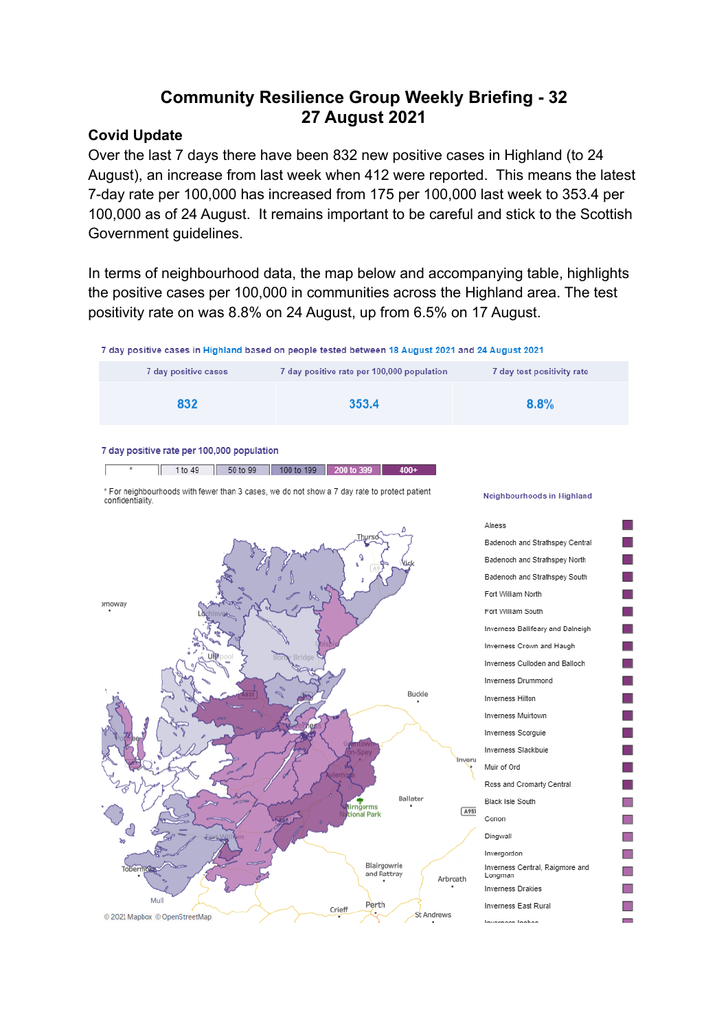# Community Resilience Group Weekly Briefing - 32
# 27 August 2021

## Covid Update

Over the last 7 days there have been 832 new positive cases in Highland (to 24 August), an increase from last week when 412 were reported. This means the latest 7-day rate per 100,000 has increased from 175 per 100,000 last week to 353.4 per 100,000 as of 24 August. It remains important to be careful and stick to the Scottish Government guidelines.

In terms of neighbourhood data, the map below and accompanying table, highlights the positive cases per 100,000 in communities across the Highland area. The test positivity rate on was 8.8% on 24 August, up from 6.5% on 17 August.

7 day positive cases in Highland based on people tested between 18 August 2021 and 24 August 2021

| 7 day positive cases | 7 day positive rate per 100,000 population | 7 day test positivity rate |
| --- | --- | --- |
| 832 | 353.4 | 8.8% |

7 day positive rate per 100,000 population

| * | 1 to 49 | 50 to 99 | 100 to 199 | 200 to 399 | 400+ |
| --- | --- | --- | --- | --- | --- |

* For neighbourhoods with fewer than 3 cases, we do not show a 7 day rate to protect patient confidentiality.

Neighbourhoods in Highland

- Alness
- Badenoch and Strathspey Central
- Badenoch and Strathspey North
- Badenoch and Strathspey South
- Fort William North
- Fort William South
- Inverness Ballifeary and Dalneigh
- Inverness Crown and Haugh
- Inverness Culloden and Balloch
- Inverness Drummond
- Inverness Hilton
- Inverness Muirtown
- Inverness Scorguie
- Inverness Slackbuie
- Muir of Ord
- Ross and Cromarty Central
- Black Isle South
- Conon
- Dingwall
- Invergordon
- Inverness Central, Raigmore and Longman
- Inverness Drakies
- Inverness East Rural

© 2021 Mapbox © OpenStreetMap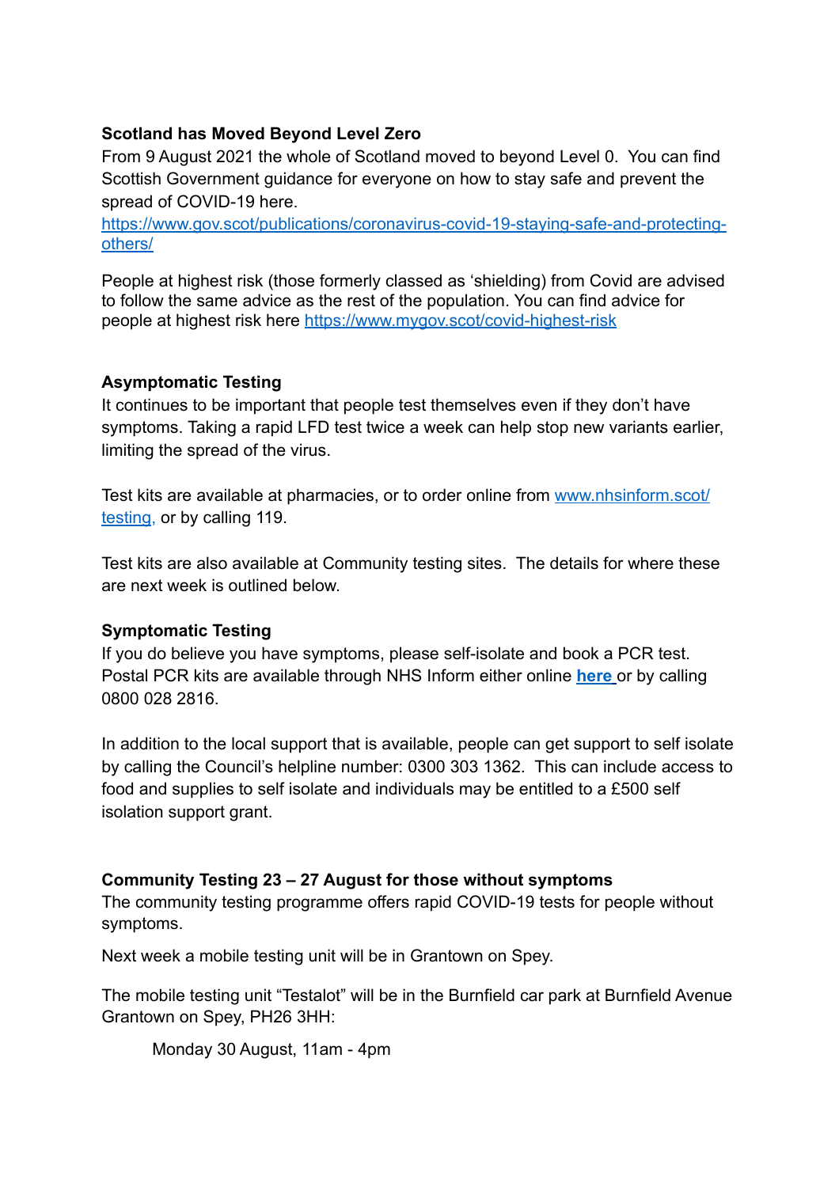**Scotland has Moved Beyond Level Zero**

From 9 August 2021 the whole of Scotland moved to beyond Level 0. You can find Scottish Government guidance for everyone on how to stay safe and prevent the spread of COVID-19 here.
https://www.gov.scot/publications/coronavirus-covid-19-staying-safe-and-protecting-others/

People at highest risk (those formerly classed as 'shielding) from Covid are advised to follow the same advice as the rest of the population. You can find advice for people at highest risk here https://www.mygov.scot/covid-highest-risk

**Asymptomatic Testing**

It continues to be important that people test themselves even if they don't have symptoms. Taking a rapid LFD test twice a week can help stop new variants earlier, limiting the spread of the virus.

Test kits are available at pharmacies, or to order online from www.nhsinform.scot/testing, or by calling 119.

Test kits are also available at Community testing sites. The details for where these are next week is outlined below.

**Symptomatic Testing**

If you do believe you have symptoms, please self-isolate and book a PCR test. Postal PCR kits are available through NHS Inform either online **here** or by calling 0800 028 2816.

In addition to the local support that is available, people can get support to self isolate by calling the Council's helpline number: 0300 303 1362. This can include access to food and supplies to self isolate and individuals may be entitled to a £500 self isolation support grant.

**Community Testing 23 – 27 August for those without symptoms**

The community testing programme offers rapid COVID-19 tests for people without symptoms.

Next week a mobile testing unit will be in Grantown on Spey.

The mobile testing unit "Testalot" will be in the Burnfield car park at Burnfield Avenue Grantown on Spey, PH26 3HH:

Monday 30 August, 11am - 4pm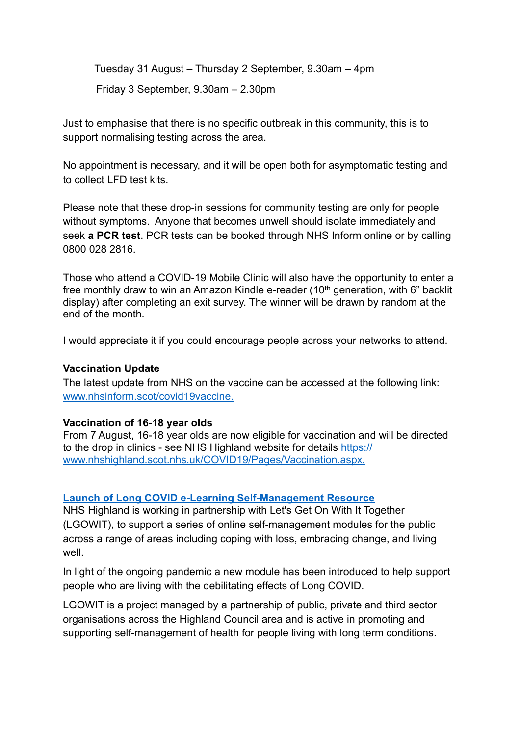Tuesday 31 August – Thursday 2 September, 9.30am – 4pm

Friday 3 September, 9.30am – 2.30pm

Just to emphasise that there is no specific outbreak in this community, this is to support normalising testing across the area.

No appointment is necessary, and it will be open both for asymptomatic testing and to collect LFD test kits.

Please note that these drop-in sessions for community testing are only for people without symptoms. Anyone that becomes unwell should isolate immediately and seek **a PCR test**. PCR tests can be booked through NHS Inform online or by calling 0800 028 2816.

Those who attend a COVID-19 Mobile Clinic will also have the opportunity to enter a free monthly draw to win an Amazon Kindle e-reader (10th generation, with 6" backlit display) after completing an exit survey. The winner will be drawn by random at the end of the month.

I would appreciate it if you could encourage people across your networks to attend.

**Vaccination Update**

The latest update from NHS on the vaccine can be accessed at the following link: [www.nhsinform.scot/covid19vaccine.](www.nhsinform.scot/covid19vaccine)

**Vaccination of 16-18 year olds**

From 7 August, 16-18 year olds are now eligible for vaccination and will be directed to the drop in clinics - see NHS Highland website for details [https://www.nhshighland.scot.nhs.uk/COVID19/Pages/Vaccination.aspx.](https://www.nhshighland.scot.nhs.uk/COVID19/Pages/Vaccination.aspx)

**Launch of Long COVID e-Learning Self-Management Resource**

NHS Highland is working in partnership with Let's Get On With It Together (LGOWIT), to support a series of online self-management modules for the public across a range of areas including coping with loss, embracing change, and living well.

In light of the ongoing pandemic a new module has been introduced to help support people who are living with the debilitating effects of Long COVID.

LGOWIT is a project managed by a partnership of public, private and third sector organisations across the Highland Council area and is active in promoting and supporting self-management of health for people living with long term conditions.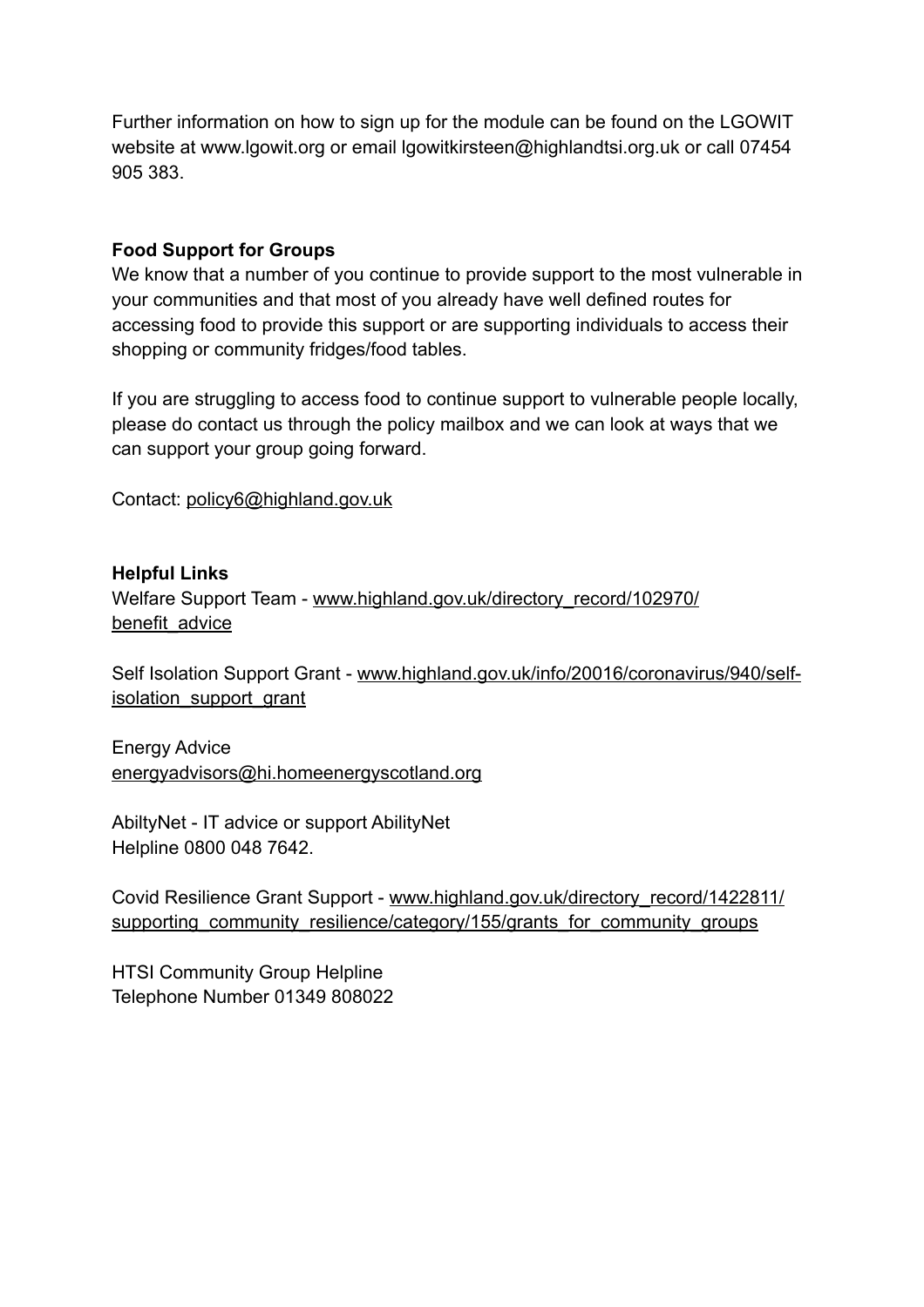Further information on how to sign up for the module can be found on the LGOWIT website at www.lgowit.org or email lgowitkirsteen@highlandtsi.org.uk or call 07454 905 383.

**Food Support for Groups**

We know that a number of you continue to provide support to the most vulnerable in your communities and that most of you already have well defined routes for accessing food to provide this support or are supporting individuals to access their shopping or community fridges/food tables.

If you are struggling to access food to continue support to vulnerable people locally, please do contact us through the policy mailbox and we can look at ways that we can support your group going forward.

Contact: policy6@highland.gov.uk

**Helpful Links**

Welfare Support Team - www.highland.gov.uk/directory_record/102970/benefit_advice

Self Isolation Support Grant - www.highland.gov.uk/info/20016/coronavirus/940/self-isolation_support_grant

Energy Advice
energyadvisors@hi.homeenergyscotland.org

AbiltyNet - IT advice or support AbilityNet
Helpline 0800 048 7642.

Covid Resilience Grant Support - www.highland.gov.uk/directory_record/1422811/supporting_community_resilience/category/155/grants_for_community_groups

HTSI Community Group Helpline
Telephone Number 01349 808022